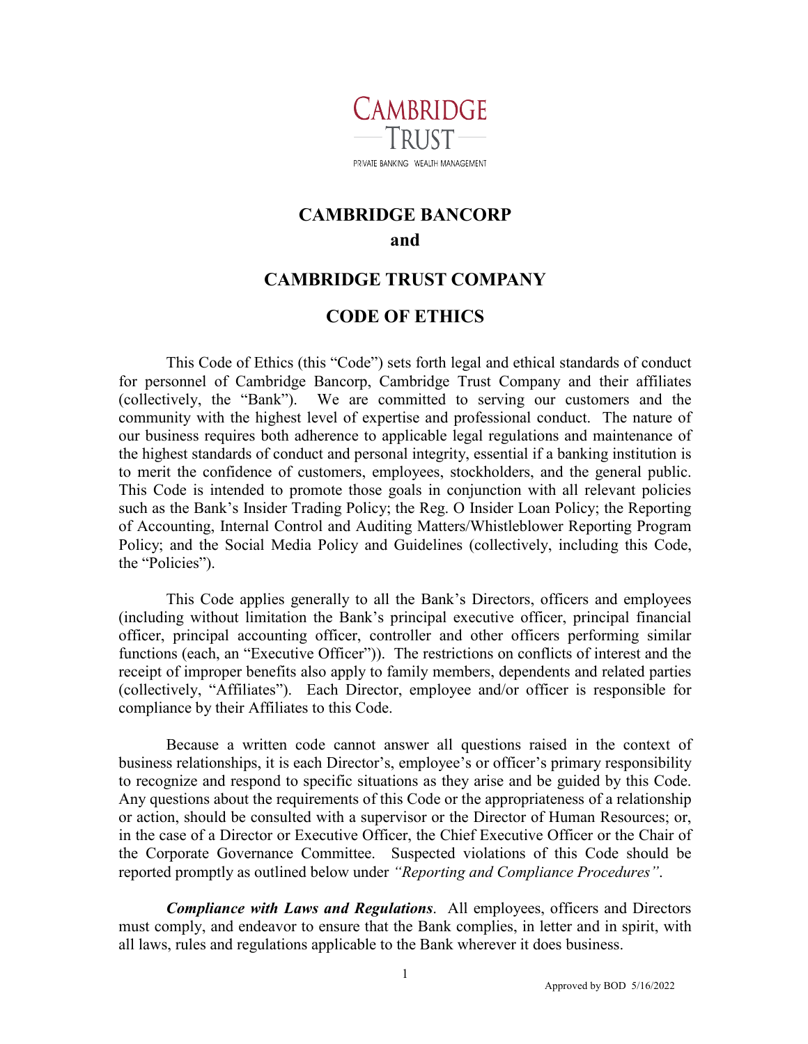CAMBRIDGE TRUST

PRIVATE BANKING WEALTH MANAGEMENT

# CAMBRIDGE BANCORP
# and
# CAMBRIDGE TRUST COMPANY
# CODE OF ETHICS

This Code of Ethics (this "Code") sets forth legal and ethical standards of conduct for personnel of Cambridge Bancorp, Cambridge Trust Company and their affiliates (collectively, the "Bank"). We are committed to serving our customers and the community with the highest level of expertise and professional conduct. The nature of our business requires both adherence to applicable legal regulations and maintenance of the highest standards of conduct and personal integrity, essential if a banking institution is to merit the confidence of customers, employees, stockholders, and the general public. This Code is intended to promote those goals in conjunction with all relevant policies such as the Bank's Insider Trading Policy; the Reg. O Insider Loan Policy; the Reporting of Accounting, Internal Control and Auditing Matters/Whistleblower Reporting Program Policy; and the Social Media Policy and Guidelines (collectively, including this Code, the "Policies").

This Code applies generally to all the Bank's Directors, officers and employees (including without limitation the Bank's principal executive officer, principal financial officer, principal accounting officer, controller and other officers performing similar functions (each, an "Executive Officer")). The restrictions on conflicts of interest and the receipt of improper benefits also apply to family members, dependents and related parties (collectively, "Affiliates"). Each Director, employee and/or officer is responsible for compliance by their Affiliates to this Code.

Because a written code cannot answer all questions raised in the context of business relationships, it is each Director's, employee's or officer's primary responsibility to recognize and respond to specific situations as they arise and be guided by this Code. Any questions about the requirements of this Code or the appropriateness of a relationship or action, should be consulted with a supervisor or the Director of Human Resources; or, in the case of a Director or Executive Officer, the Chief Executive Officer or the Chair of the Corporate Governance Committee. Suspected violations of this Code should be reported promptly as outlined below under *"Reporting and Compliance Procedures"*.

***Compliance with Laws and Regulations***. All employees, officers and Directors must comply, and endeavor to ensure that the Bank complies, in letter and in spirit, with all laws, rules and regulations applicable to the Bank wherever it does business.

Approved by BOD 5/16/2022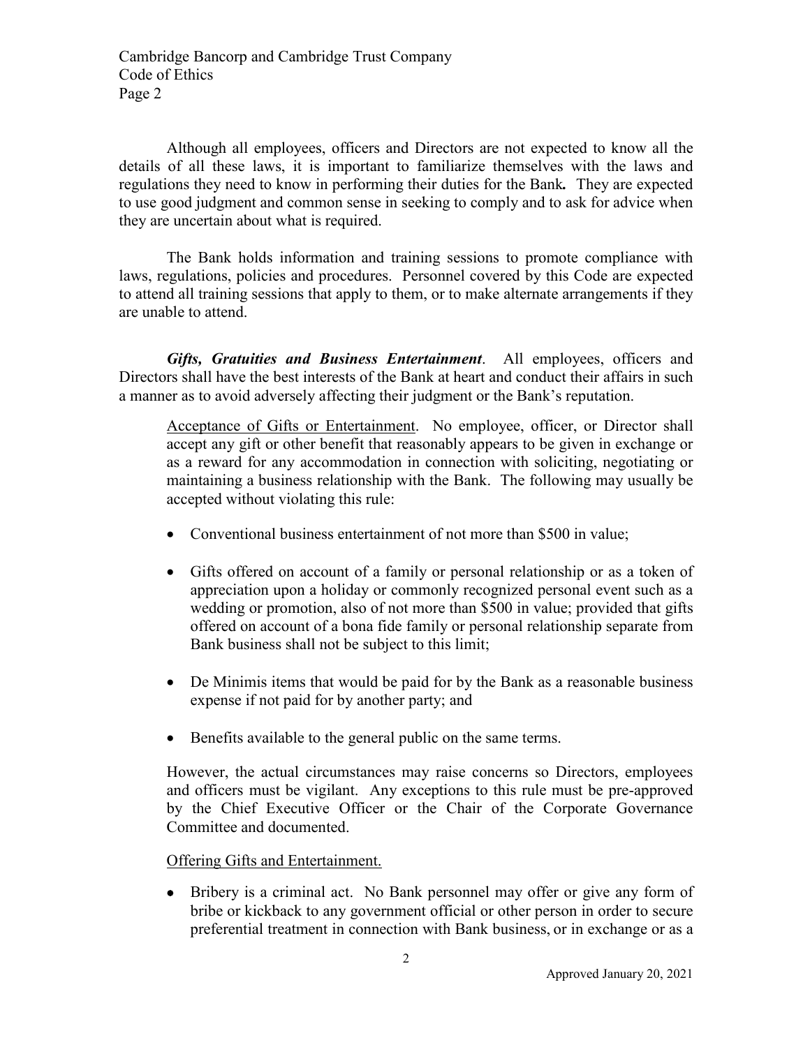Although all employees, officers and Directors are not expected to know all the details of all these laws, it is important to familiarize themselves with the laws and regulations they need to know in performing their duties for the Bank***.*** They are expected to use good judgment and common sense in seeking to comply and to ask for advice when they are uncertain about what is required.

The Bank holds information and training sessions to promote compliance with laws, regulations, policies and procedures. Personnel covered by this Code are expected to attend all training sessions that apply to them, or to make alternate arrangements if they are unable to attend.

***Gifts, Gratuities and Business Entertainment***. All employees, officers and Directors shall have the best interests of the Bank at heart and conduct their affairs in such a manner as to avoid adversely affecting their judgment or the Bank's reputation.

<u>Acceptance of Gifts or Entertainment</u>. No employee, officer, or Director shall accept any gift or other benefit that reasonably appears to be given in exchange or as a reward for any accommodation in connection with soliciting, negotiating or maintaining a business relationship with the Bank. The following may usually be accepted without violating this rule:

- Conventional business entertainment of not more than $500 in value;
- Gifts offered on account of a family or personal relationship or as a token of appreciation upon a holiday or commonly recognized personal event such as a wedding or promotion, also of not more than $500 in value; provided that gifts offered on account of a bona fide family or personal relationship separate from Bank business shall not be subject to this limit;
- De Minimis items that would be paid for by the Bank as a reasonable business expense if not paid for by another party; and
- Benefits available to the general public on the same terms.

However, the actual circumstances may raise concerns so Directors, employees and officers must be vigilant. Any exceptions to this rule must be pre-approved by the Chief Executive Officer or the Chair of the Corporate Governance Committee and documented.

<u>Offering Gifts and Entertainment.</u>

- Bribery is a criminal act. No Bank personnel may offer or give any form of bribe or kickback to any government official or other person in order to secure preferential treatment in connection with Bank business, or in exchange or as a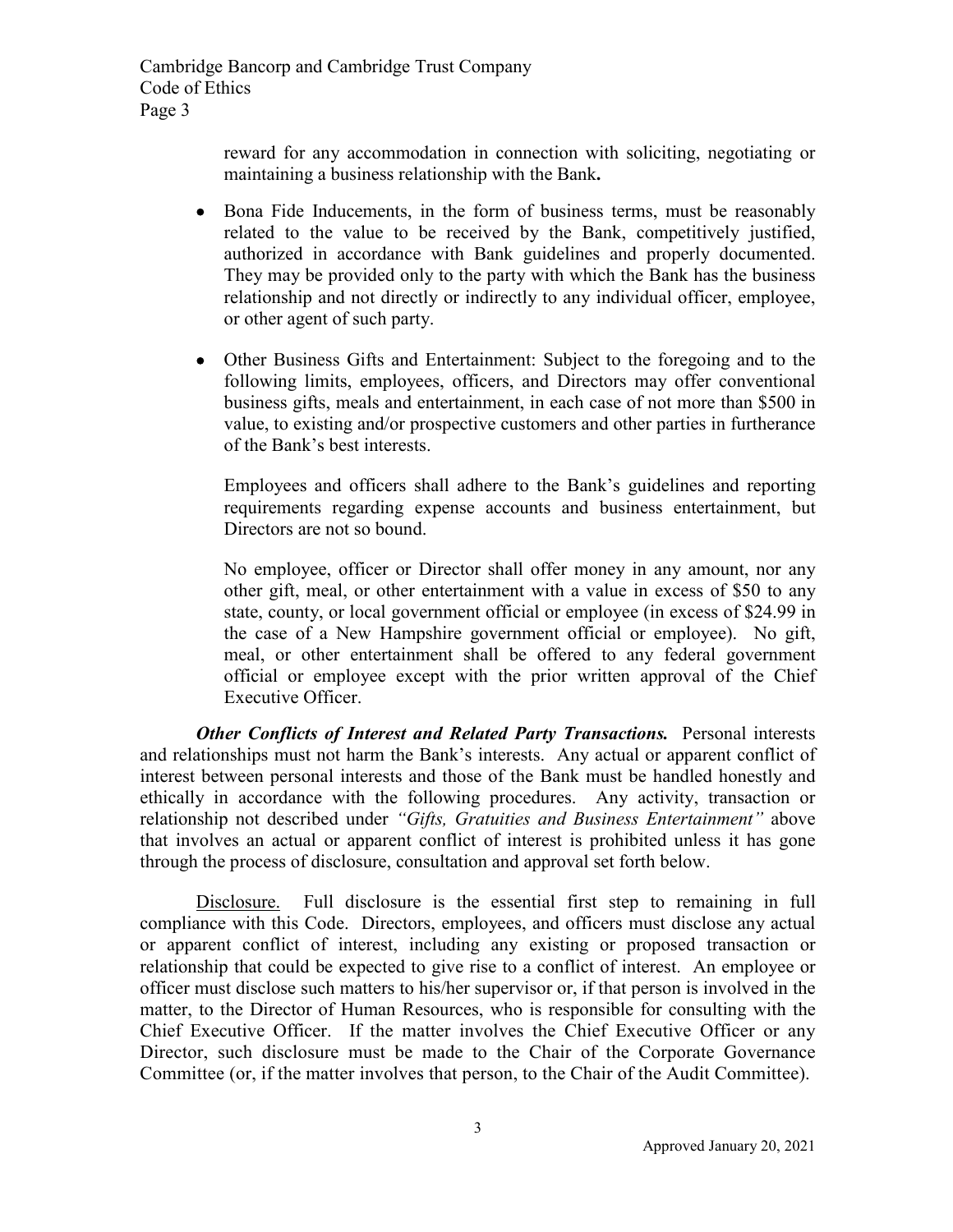reward for any accommodation in connection with soliciting, negotiating or maintaining a business relationship with the Bank**.**

- Bona Fide Inducements, in the form of business terms, must be reasonably related to the value to be received by the Bank, competitively justified, authorized in accordance with Bank guidelines and properly documented. They may be provided only to the party with which the Bank has the business relationship and not directly or indirectly to any individual officer, employee, or other agent of such party.

- Other Business Gifts and Entertainment: Subject to the foregoing and to the following limits, employees, officers, and Directors may offer conventional business gifts, meals and entertainment, in each case of not more than $500 in value, to existing and/or prospective customers and other parties in furtherance of the Bank's best interests.

  Employees and officers shall adhere to the Bank's guidelines and reporting requirements regarding expense accounts and business entertainment, but Directors are not so bound.

  No employee, officer or Director shall offer money in any amount, nor any other gift, meal, or other entertainment with a value in excess of $50 to any state, county, or local government official or employee (in excess of $24.99 in the case of a New Hampshire government official or employee). No gift, meal, or other entertainment shall be offered to any federal government official or employee except with the prior written approval of the Chief Executive Officer.

***Other Conflicts of Interest and Related Party Transactions.*** Personal interests and relationships must not harm the Bank's interests. Any actual or apparent conflict of interest between personal interests and those of the Bank must be handled honestly and ethically in accordance with the following procedures. Any activity, transaction or relationship not described under *"Gifts, Gratuities and Business Entertainment"* above that involves an actual or apparent conflict of interest is prohibited unless it has gone through the process of disclosure, consultation and approval set forth below.

<u>Disclosure.</u> Full disclosure is the essential first step to remaining in full compliance with this Code. Directors, employees, and officers must disclose any actual or apparent conflict of interest, including any existing or proposed transaction or relationship that could be expected to give rise to a conflict of interest. An employee or officer must disclose such matters to his/her supervisor or, if that person is involved in the matter, to the Director of Human Resources, who is responsible for consulting with the Chief Executive Officer. If the matter involves the Chief Executive Officer or any Director, such disclosure must be made to the Chair of the Corporate Governance Committee (or, if the matter involves that person, to the Chair of the Audit Committee).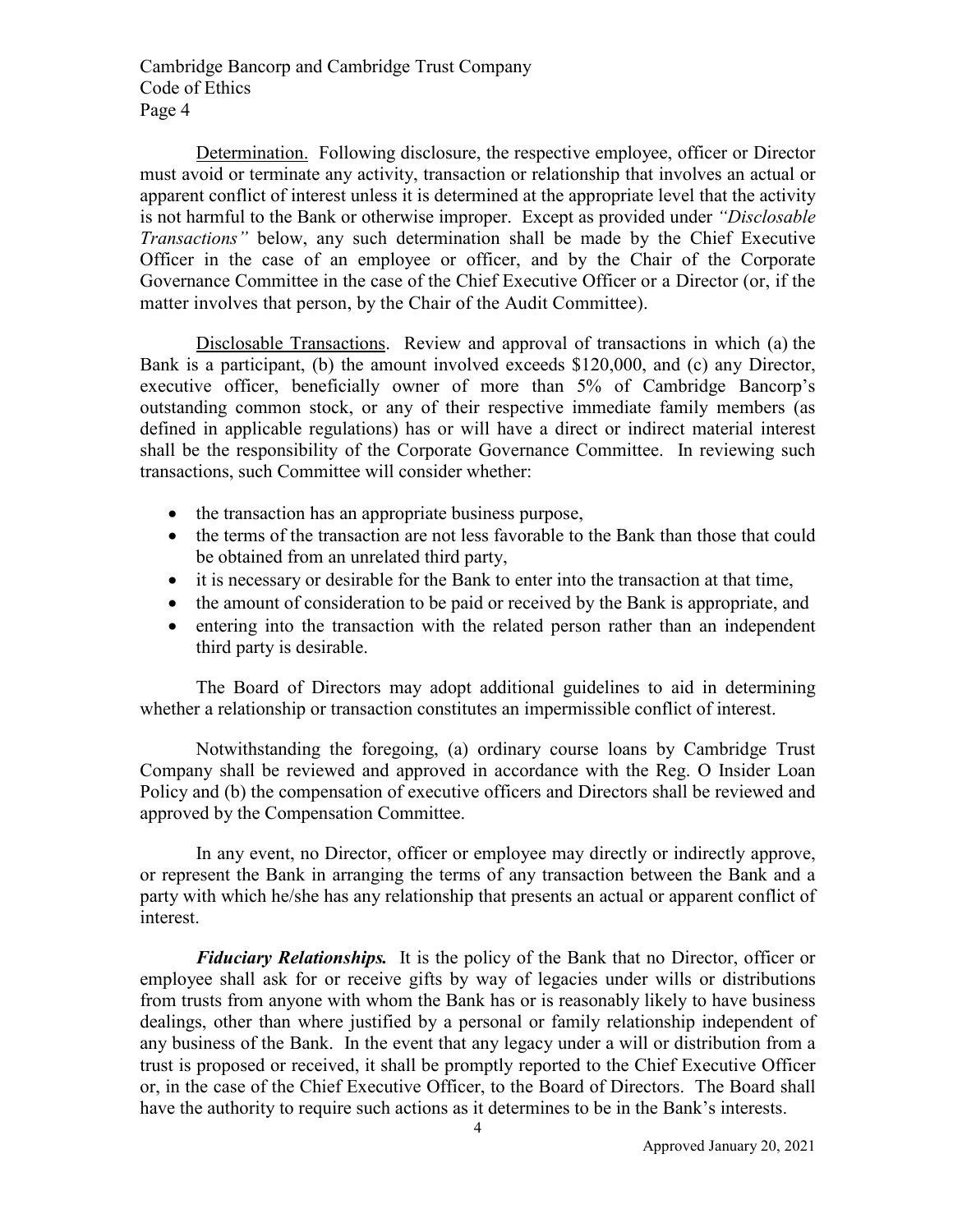Determination. Following disclosure, the respective employee, officer or Director must avoid or terminate any activity, transaction or relationship that involves an actual or apparent conflict of interest unless it is determined at the appropriate level that the activity is not harmful to the Bank or otherwise improper. Except as provided under *"Disclosable Transactions"* below, any such determination shall be made by the Chief Executive Officer in the case of an employee or officer, and by the Chair of the Corporate Governance Committee in the case of the Chief Executive Officer or a Director (or, if the matter involves that person, by the Chair of the Audit Committee).

Disclosable Transactions. Review and approval of transactions in which (a) the Bank is a participant, (b) the amount involved exceeds $120,000, and (c) any Director, executive officer, beneficially owner of more than 5% of Cambridge Bancorp's outstanding common stock, or any of their respective immediate family members (as defined in applicable regulations) has or will have a direct or indirect material interest shall be the responsibility of the Corporate Governance Committee. In reviewing such transactions, such Committee will consider whether:

- the transaction has an appropriate business purpose,
- the terms of the transaction are not less favorable to the Bank than those that could be obtained from an unrelated third party,
- it is necessary or desirable for the Bank to enter into the transaction at that time,
- the amount of consideration to be paid or received by the Bank is appropriate, and
- entering into the transaction with the related person rather than an independent third party is desirable.

The Board of Directors may adopt additional guidelines to aid in determining whether a relationship or transaction constitutes an impermissible conflict of interest.

Notwithstanding the foregoing, (a) ordinary course loans by Cambridge Trust Company shall be reviewed and approved in accordance with the Reg. O Insider Loan Policy and (b) the compensation of executive officers and Directors shall be reviewed and approved by the Compensation Committee.

In any event, no Director, officer or employee may directly or indirectly approve, or represent the Bank in arranging the terms of any transaction between the Bank and a party with which he/she has any relationship that presents an actual or apparent conflict of interest.

***Fiduciary Relationships.*** It is the policy of the Bank that no Director, officer or employee shall ask for or receive gifts by way of legacies under wills or distributions from trusts from anyone with whom the Bank has or is reasonably likely to have business dealings, other than where justified by a personal or family relationship independent of any business of the Bank. In the event that any legacy under a will or distribution from a trust is proposed or received, it shall be promptly reported to the Chief Executive Officer or, in the case of the Chief Executive Officer, to the Board of Directors. The Board shall have the authority to require such actions as it determines to be in the Bank's interests.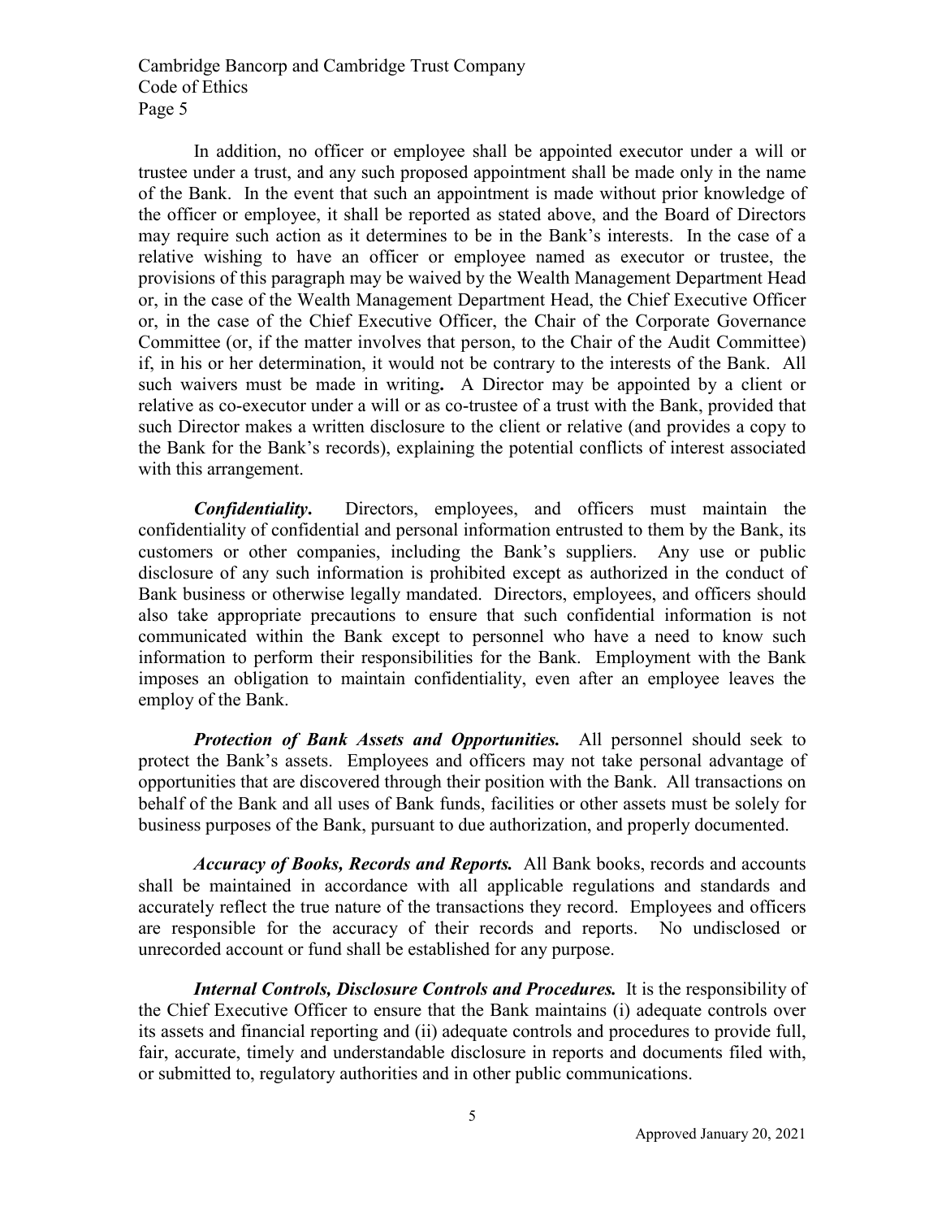In addition, no officer or employee shall be appointed executor under a will or trustee under a trust, and any such proposed appointment shall be made only in the name of the Bank. In the event that such an appointment is made without prior knowledge of the officer or employee, it shall be reported as stated above, and the Board of Directors may require such action as it determines to be in the Bank's interests. In the case of a relative wishing to have an officer or employee named as executor or trustee, the provisions of this paragraph may be waived by the Wealth Management Department Head or, in the case of the Wealth Management Department Head, the Chief Executive Officer or, in the case of the Chief Executive Officer, the Chair of the Corporate Governance Committee (or, if the matter involves that person, to the Chair of the Audit Committee) if, in his or her determination, it would not be contrary to the interests of the Bank. All such waivers must be made in writing**.** A Director may be appointed by a client or relative as co-executor under a will or as co-trustee of a trust with the Bank, provided that such Director makes a written disclosure to the client or relative (and provides a copy to the Bank for the Bank's records), explaining the potential conflicts of interest associated with this arrangement.

***Confidentiality***. Directors, employees, and officers must maintain the confidentiality of confidential and personal information entrusted to them by the Bank, its customers or other companies, including the Bank's suppliers. Any use or public disclosure of any such information is prohibited except as authorized in the conduct of Bank business or otherwise legally mandated. Directors, employees, and officers should also take appropriate precautions to ensure that such confidential information is not communicated within the Bank except to personnel who have a need to know such information to perform their responsibilities for the Bank. Employment with the Bank imposes an obligation to maintain confidentiality, even after an employee leaves the employ of the Bank.

***Protection of Bank Assets and Opportunities.*** All personnel should seek to protect the Bank's assets. Employees and officers may not take personal advantage of opportunities that are discovered through their position with the Bank. All transactions on behalf of the Bank and all uses of Bank funds, facilities or other assets must be solely for business purposes of the Bank, pursuant to due authorization, and properly documented.

***Accuracy of Books, Records and Reports.*** All Bank books, records and accounts shall be maintained in accordance with all applicable regulations and standards and accurately reflect the true nature of the transactions they record. Employees and officers are responsible for the accuracy of their records and reports. No undisclosed or unrecorded account or fund shall be established for any purpose.

***Internal Controls, Disclosure Controls and Procedures.*** It is the responsibility of the Chief Executive Officer to ensure that the Bank maintains (i) adequate controls over its assets and financial reporting and (ii) adequate controls and procedures to provide full, fair, accurate, timely and understandable disclosure in reports and documents filed with, or submitted to, regulatory authorities and in other public communications.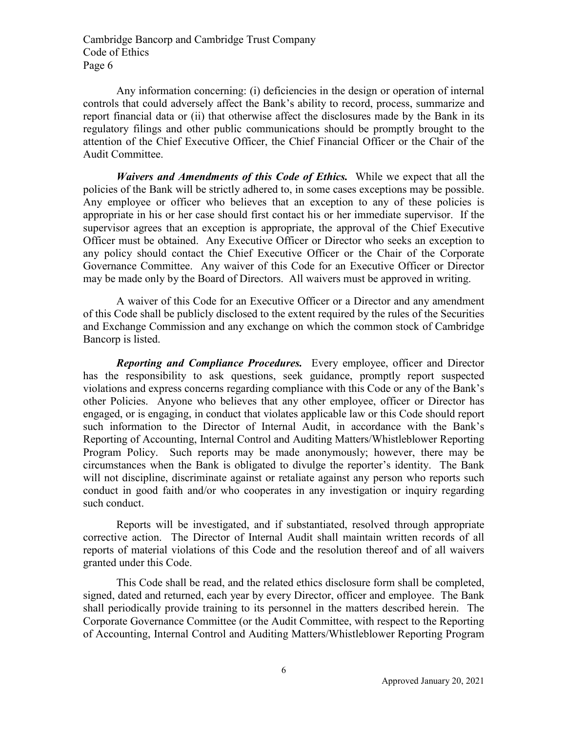Any information concerning: (i) deficiencies in the design or operation of internal controls that could adversely affect the Bank's ability to record, process, summarize and report financial data or (ii) that otherwise affect the disclosures made by the Bank in its regulatory filings and other public communications should be promptly brought to the attention of the Chief Executive Officer, the Chief Financial Officer or the Chair of the Audit Committee.

***Waivers and Amendments of this Code of Ethics.*** While we expect that all the policies of the Bank will be strictly adhered to, in some cases exceptions may be possible. Any employee or officer who believes that an exception to any of these policies is appropriate in his or her case should first contact his or her immediate supervisor. If the supervisor agrees that an exception is appropriate, the approval of the Chief Executive Officer must be obtained. Any Executive Officer or Director who seeks an exception to any policy should contact the Chief Executive Officer or the Chair of the Corporate Governance Committee. Any waiver of this Code for an Executive Officer or Director may be made only by the Board of Directors. All waivers must be approved in writing.

A waiver of this Code for an Executive Officer or a Director and any amendment of this Code shall be publicly disclosed to the extent required by the rules of the Securities and Exchange Commission and any exchange on which the common stock of Cambridge Bancorp is listed.

***Reporting and Compliance Procedures.*** Every employee, officer and Director has the responsibility to ask questions, seek guidance, promptly report suspected violations and express concerns regarding compliance with this Code or any of the Bank's other Policies. Anyone who believes that any other employee, officer or Director has engaged, or is engaging, in conduct that violates applicable law or this Code should report such information to the Director of Internal Audit, in accordance with the Bank's Reporting of Accounting, Internal Control and Auditing Matters/Whistleblower Reporting Program Policy. Such reports may be made anonymously; however, there may be circumstances when the Bank is obligated to divulge the reporter's identity. The Bank will not discipline, discriminate against or retaliate against any person who reports such conduct in good faith and/or who cooperates in any investigation or inquiry regarding such conduct.

Reports will be investigated, and if substantiated, resolved through appropriate corrective action. The Director of Internal Audit shall maintain written records of all reports of material violations of this Code and the resolution thereof and of all waivers granted under this Code.

This Code shall be read, and the related ethics disclosure form shall be completed, signed, dated and returned, each year by every Director, officer and employee. The Bank shall periodically provide training to its personnel in the matters described herein. The Corporate Governance Committee (or the Audit Committee, with respect to the Reporting of Accounting, Internal Control and Auditing Matters/Whistleblower Reporting Program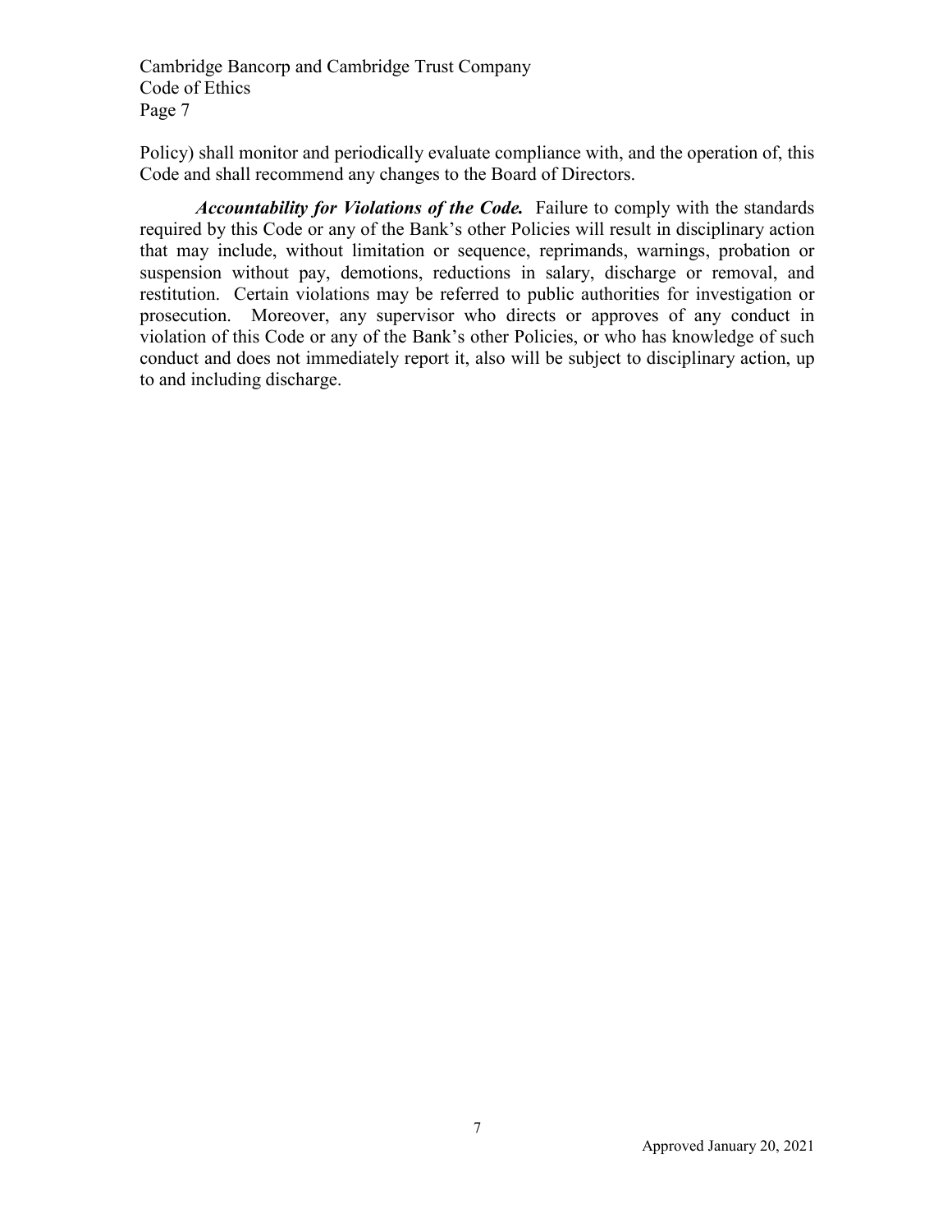Policy) shall monitor and periodically evaluate compliance with, and the operation of, this Code and shall recommend any changes to the Board of Directors.

***Accountability for Violations of the Code.*** Failure to comply with the standards required by this Code or any of the Bank's other Policies will result in disciplinary action that may include, without limitation or sequence, reprimands, warnings, probation or suspension without pay, demotions, reductions in salary, discharge or removal, and restitution. Certain violations may be referred to public authorities for investigation or prosecution. Moreover, any supervisor who directs or approves of any conduct in violation of this Code or any of the Bank's other Policies, or who has knowledge of such conduct and does not immediately report it, also will be subject to disciplinary action, up to and including discharge.